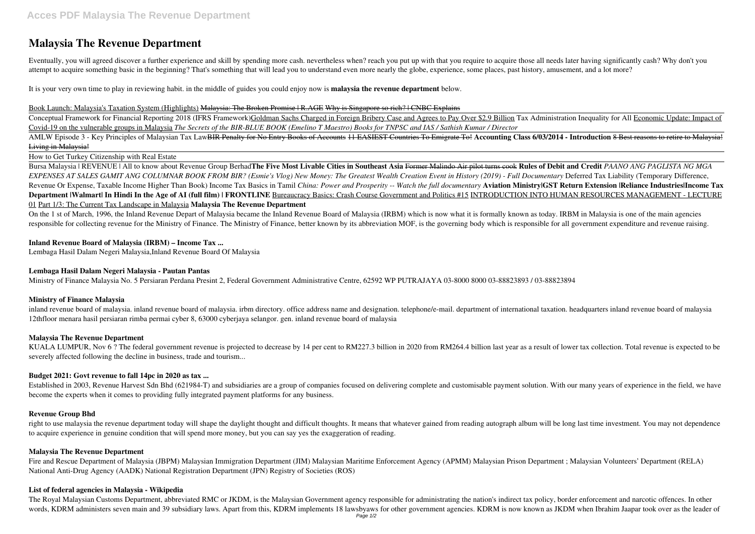# Malaysia The Revenue Department

Eventually, you will agreed discover a further experience and skill by spending more cash. nevertheless when? reach you put up with that you require to acquire those all needs later having significantly cash? Why don't you attempt to acquire something basic in the beginning? That's something that will lead you to understand even more nearly the globe, experience, some places, past history, amusement, and a lot more?

It is your very own time to play in reviewing habit. in the middle of guides you could enjoy now is **malaysia the revenue department** below.

Book Launch: Malaysia's Taxation System (Highlights) ~~Malaysia: The Broken Promise | R.AGE~~ ~~Why is Singapore so rich? | CNBC Explains~~

Conceptual Framework for Financial Reporting 2018 (IFRS Framework)Goldman Sachs Charged in Foreign Bribery Case and Agrees to Pay Over $2.9 Billion Tax Administration Inequality for All Economic Update: Impact of Covid-19 on the vulnerable groups in Malaysia *The Secrets of the BIR-BLUE BOOK (Emelino T Maestro) Books for TNPSC and IAS / Sathish Kumar / Director*

AMLW Episode 3 - Key Principles of Malaysian Tax Law~~BIR Penalty for No Entry Books of Accounts~~ ~~11 EASIEST Countries To Emigrate To!~~ **Accounting Class 6/03/2014 - Introduction** ~~8 Best reasons to retire to Malaysia! Living in Malaysia!~~

How to Get Turkey Citizenship with Real Estate

Bursa Malaysia | REVENUE | All to know about Revenue Group Berhad**The Five Most Livable Cities in Southeast Asia** ~~Former Malindo Air pilot turns cook~~ **Rules of Debit and Credit** *PAANO ANG PAGLISTA NG MGA EXPENSES AT SALES GAMIT ANG COLUMNAR BOOK FROM BIR? (Esmie's Vlog) New Money: The Greatest Wealth Creation Event in History (2019) - Full Documentary* Deferred Tax Liability (Temporary Difference, Revenue Or Expense, Taxable Income Higher Than Book) Income Tax Basics in Tamil *China: Power and Prosperity -- Watch the full documentary* **Aviation Ministry|GST Return Extension |Reliance Industries|Income Tax Department |Walmart| In Hindi In the Age of AI (full film) | FRONTLINE** Bureaucracy Basics: Crash Course Government and Politics #15 INTRODUCTION INTO HUMAN RESOURCES MANAGEMENT - LECTURE 01 Part 1/3: The Current Tax Landscape in Malaysia **Malaysia The Revenue Department**

On the 1 st of March, 1996, the Inland Revenue Depart of Malaysia became the Inland Revenue Board of Malaysia (IRBM) which is now what it is formally known as today. IRBM in Malaysia is one of the main agencies responsible for collecting revenue for the Ministry of Finance. The Ministry of Finance, better known by its abbreviation MOF, is the governing body which is responsible for all government expenditure and revenue raising.

### Inland Revenue Board of Malaysia (IRBM) – Income Tax ...

Lembaga Hasil Dalam Negeri Malaysia,Inland Revenue Board Of Malaysia

### Lembaga Hasil Dalam Negeri Malaysia - Pautan Pantas

Ministry of Finance Malaysia No. 5 Persiaran Perdana Presint 2, Federal Government Administrative Centre, 62592 WP PUTRAJAYA 03-8000 8000 03-88823893 / 03-88823894

### Ministry of Finance Malaysia

inland revenue board of malaysia. inland revenue board of malaysia. irbm directory. office address name and designation. telephone/e-mail. department of international taxation. headquarters inland revenue board of malaysia 12thfloor menara hasil persiaran rimba permai cyber 8, 63000 cyberjaya selangor. gen. inland revenue board of malaysia

### Malaysia The Revenue Department

KUALA LUMPUR, Nov 6 ? The federal government revenue is projected to decrease by 14 per cent to RM227.3 billion in 2020 from RM264.4 billion last year as a result of lower tax collection. Total revenue is expected to be severely affected following the decline in business, trade and tourism...

### Budget 2021: Govt revenue to fall 14pc in 2020 as tax ...

Established in 2003, Revenue Harvest Sdn Bhd (621984-T) and subsidiaries are a group of companies focused on delivering complete and customisable payment solution. With our many years of experience in the field, we have become the experts when it comes to providing fully integrated payment platforms for any business.

### Revenue Group Bhd

right to use malaysia the revenue department today will shape the daylight thought and difficult thoughts. It means that whatever gained from reading autograph album will be long last time investment. You may not dependence to acquire experience in genuine condition that will spend more money, but you can say yes the exaggeration of reading.

### Malaysia The Revenue Department

Fire and Rescue Department of Malaysia (JBPM) Malaysian Immigration Department (JIM) Malaysian Maritime Enforcement Agency (APMM) Malaysian Prison Department ; Malaysian Volunteers' Department (RELA) National Anti-Drug Agency (AADK) National Registration Department (JPN) Registry of Societies (ROS)

### List of federal agencies in Malaysia - Wikipedia

The Royal Malaysian Customs Department, abbreviated RMC or JKDM, is the Malaysian Government agency responsible for administrating the nation's indirect tax policy, border enforcement and narcotic offences. In other words, KDRM administers seven main and 39 subsidiary laws. Apart from this, KDRM implements 18 lawsbyaws for other government agencies. KDRM is now known as JKDM when Ibrahim Jaapar took over as the leader of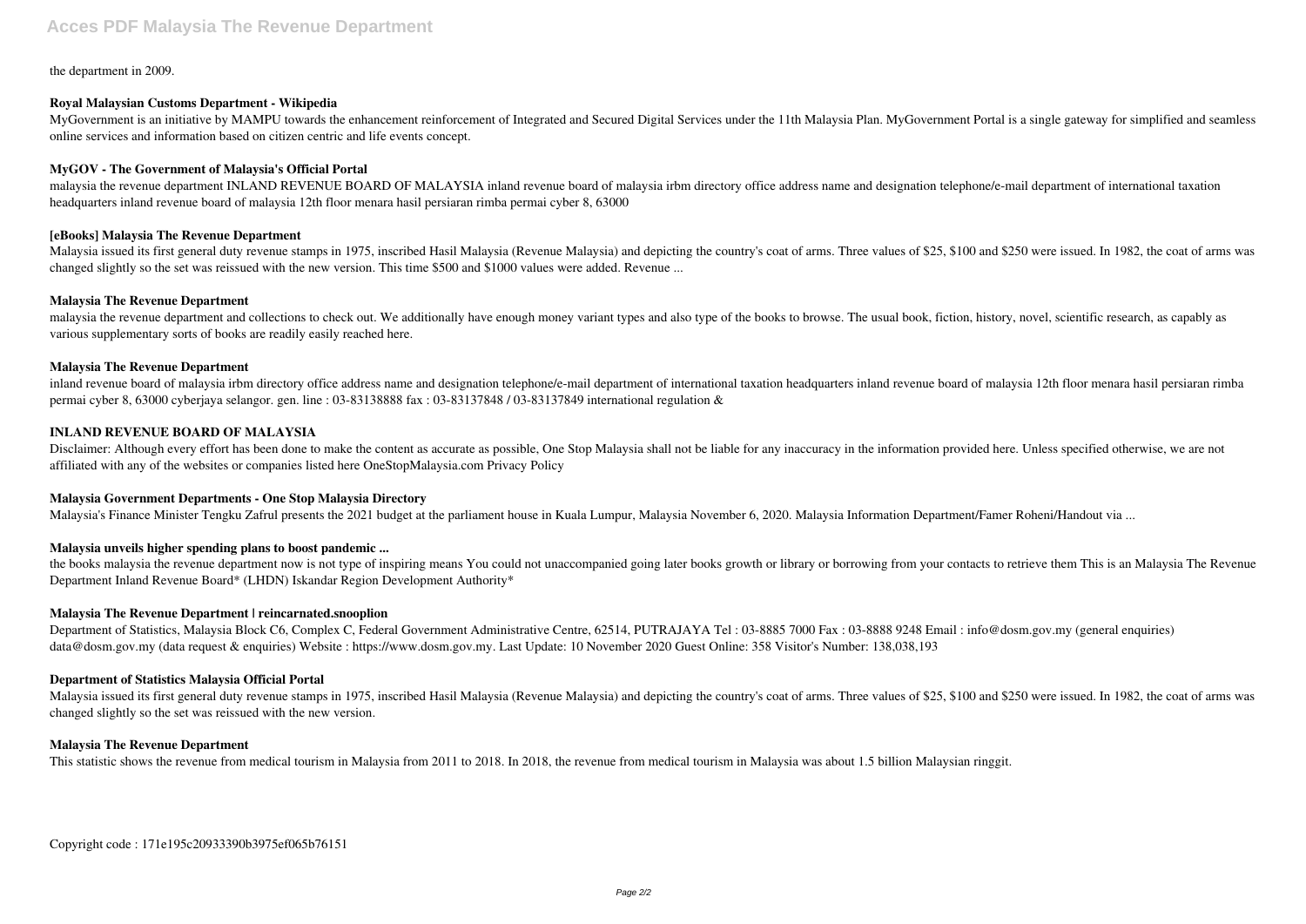the department in 2009.

### Royal Malaysian Customs Department - Wikipedia

MyGovernment is an initiative by MAMPU towards the enhancement reinforcement of Integrated and Secured Digital Services under the 11th Malaysia Plan. MyGovernment Portal is a single gateway for simplified and seamless online services and information based on citizen centric and life events concept.

### MyGOV - The Government of Malaysia's Official Portal

malaysia the revenue department INLAND REVENUE BOARD OF MALAYSIA inland revenue board of malaysia irbm directory office address name and designation telephone/e-mail department of international taxation headquarters inland revenue board of malaysia 12th floor menara hasil persiaran rimba permai cyber 8, 63000

### [eBooks] Malaysia The Revenue Department

Malaysia issued its first general duty revenue stamps in 1975, inscribed Hasil Malaysia (Revenue Malaysia) and depicting the country's coat of arms. Three values of $25, $100 and $250 were issued. In 1982, the coat of arms was changed slightly so the set was reissued with the new version. This time $500 and $1000 values were added. Revenue ...

### Malaysia The Revenue Department

malaysia the revenue department and collections to check out. We additionally have enough money variant types and also type of the books to browse. The usual book, fiction, history, novel, scientific research, as capably as various supplementary sorts of books are readily easily reached here.

### Malaysia The Revenue Department

inland revenue board of malaysia irbm directory office address name and designation telephone/e-mail department of international taxation headquarters inland revenue board of malaysia 12th floor menara hasil persiaran rimba permai cyber 8, 63000 cyberjaya selangor. gen. line : 03-83138888 fax : 03-83137848 / 03-83137849 international regulation &

### INLAND REVENUE BOARD OF MALAYSIA

Disclaimer: Although every effort has been done to make the content as accurate as possible, One Stop Malaysia shall not be liable for any inaccuracy in the information provided here. Unless specified otherwise, we are not affiliated with any of the websites or companies listed here OneStopMalaysia.com Privacy Policy

### Malaysia Government Departments - One Stop Malaysia Directory

Malaysia's Finance Minister Tengku Zafrul presents the 2021 budget at the parliament house in Kuala Lumpur, Malaysia November 6, 2020. Malaysia Information Department/Famer Roheni/Handout via ...

### Malaysia unveils higher spending plans to boost pandemic ...

the books malaysia the revenue department now is not type of inspiring means You could not unaccompanied going later books growth or library or borrowing from your contacts to retrieve them This is an Malaysia The Revenue Department Inland Revenue Board* (LHDN) Iskandar Region Development Authority*

### Malaysia The Revenue Department | reincarnated.snooplion

Department of Statistics, Malaysia Block C6, Complex C, Federal Government Administrative Centre, 62514, PUTRAJAYA Tel : 03-8885 7000 Fax : 03-8888 9248 Email : info@dosm.gov.my (general enquiries) data@dosm.gov.my (data request & enquiries) Website : https://www.dosm.gov.my. Last Update: 10 November 2020 Guest Online: 358 Visitor's Number: 138,038,193

### Department of Statistics Malaysia Official Portal

Malaysia issued its first general duty revenue stamps in 1975, inscribed Hasil Malaysia (Revenue Malaysia) and depicting the country's coat of arms. Three values of $25, $100 and $250 were issued. In 1982, the coat of arms was changed slightly so the set was reissued with the new version.

### Malaysia The Revenue Department

This statistic shows the revenue from medical tourism in Malaysia from 2011 to 2018. In 2018, the revenue from medical tourism in Malaysia was about 1.5 billion Malaysian ringgit.

Copyright code : 171e195c20933390b3975ef065b76151